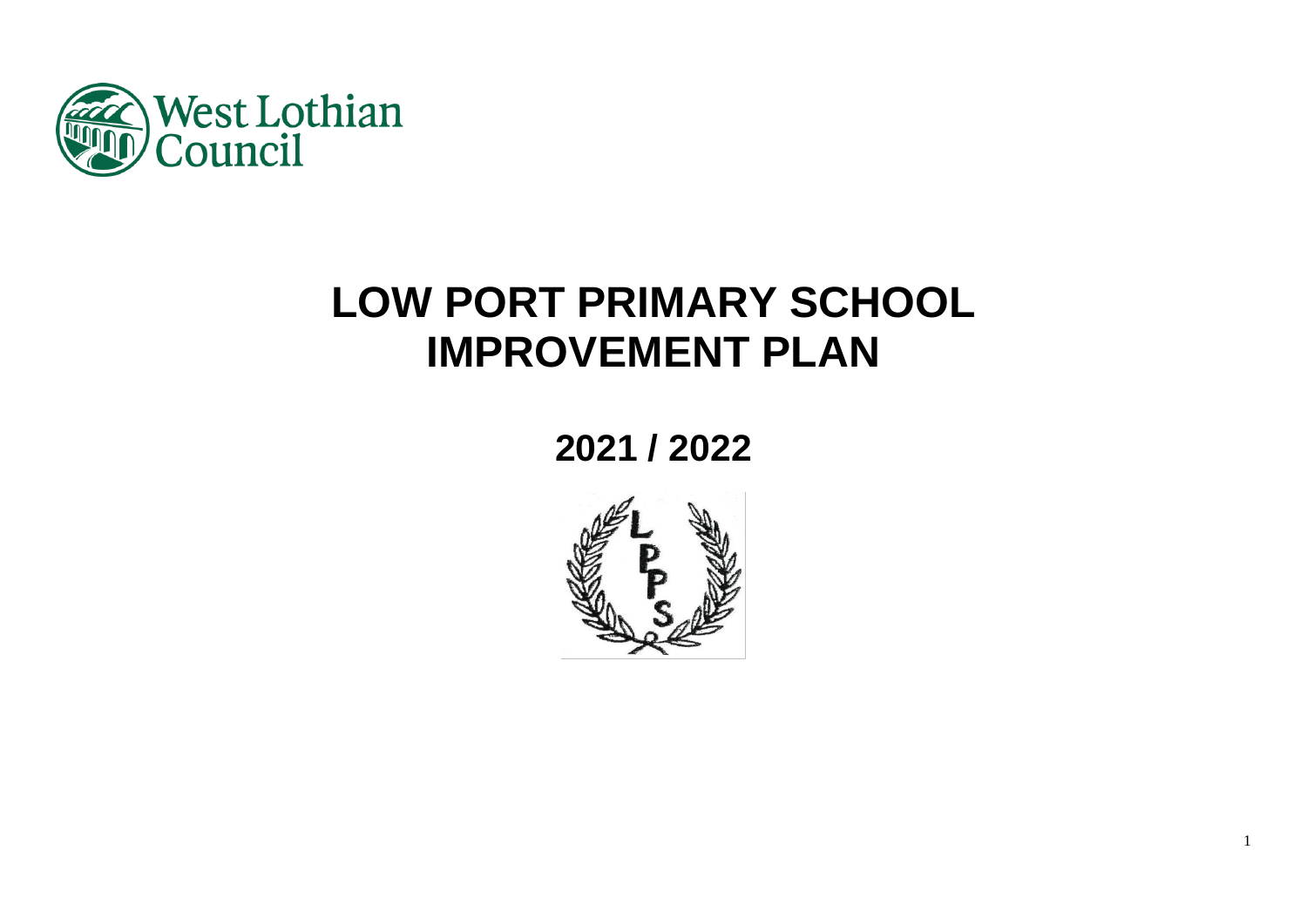West Lothian Council

# LOW PORT PRIMARY SCHOOL IMPROVEMENT PLAN

## 2021 / 2022

LPPS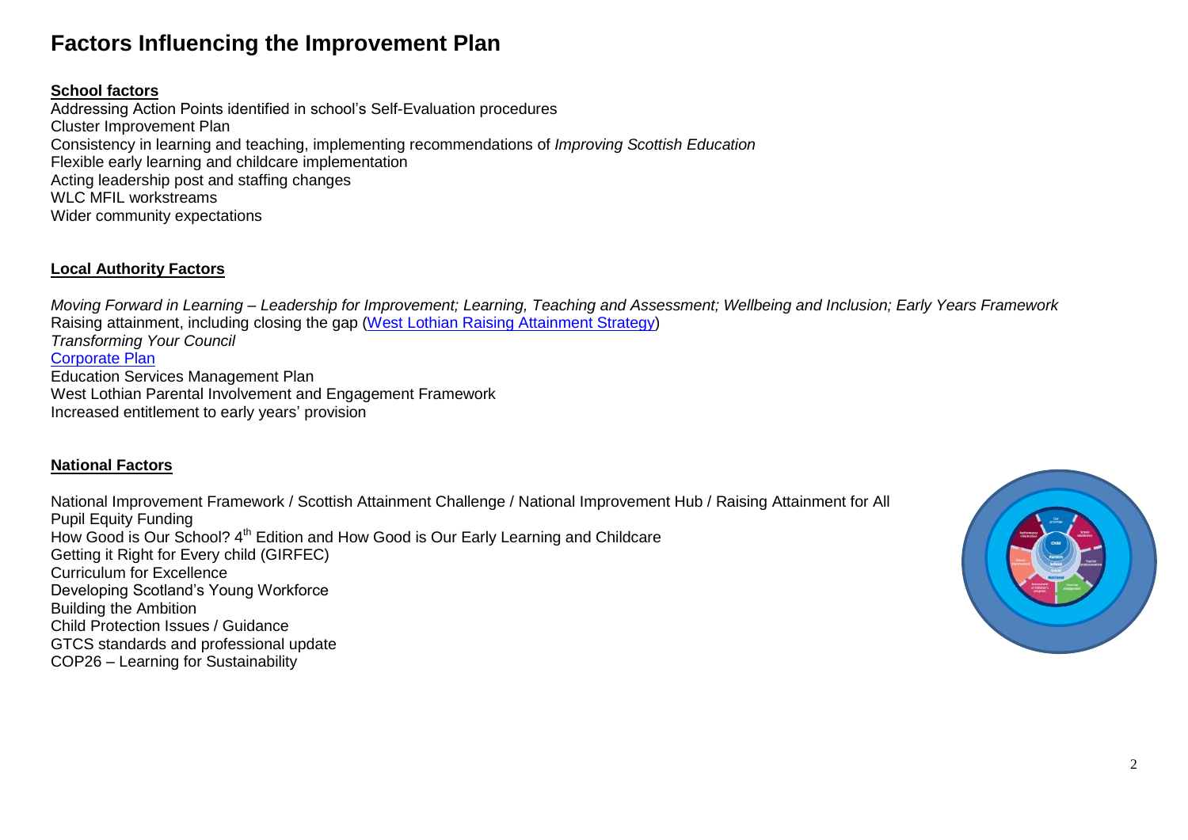# Factors Influencing the Improvement Plan

**School factors**

Addressing Action Points identified in school's Self-Evaluation procedures
Cluster Improvement Plan
Consistency in learning and teaching, implementing recommendations of *Improving Scottish Education*
Flexible early learning and childcare implementation
Acting leadership post and staffing changes
WLC MFIL workstreams
Wider community expectations

**Local Authority Factors**

*Moving Forward in Learning – Leadership for Improvement; Learning, Teaching and Assessment; Wellbeing and Inclusion; Early Years Framework*
Raising attainment, including closing the gap (West Lothian Raising Attainment Strategy)
*Transforming Your Council*
Corporate Plan
Education Services Management Plan
West Lothian Parental Involvement and Engagement Framework
Increased entitlement to early years' provision

**National Factors**

National Improvement Framework / Scottish Attainment Challenge / National Improvement Hub / Raising Attainment for All
Pupil Equity Funding
How Good is Our School? 4th Edition and How Good is Our Early Learning and Childcare
Getting it Right for Every child (GIRFEC)
Curriculum for Excellence
Developing Scotland's Young Workforce
Building the Ambition
Child Protection Issues / Guidance
GTCS standards and professional update
COP26 – Learning for Sustainability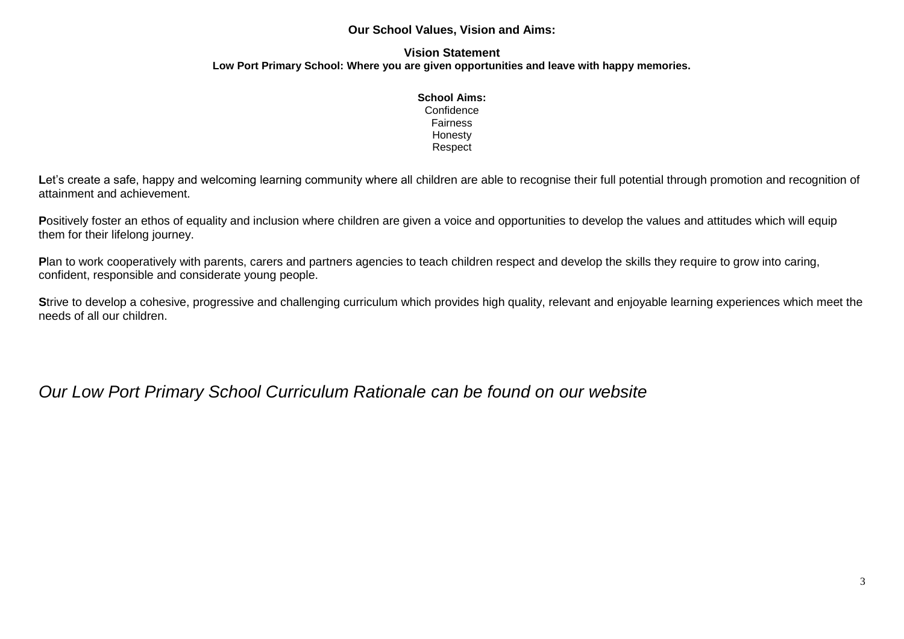# Our School Values, Vision and Aims:

## Vision Statement

**Low Port Primary School: Where you are given opportunities and leave with happy memories.**

**School Aims:**

Confidence
Fairness
Honesty
Respect

**L**et's create a safe, happy and welcoming learning community where all children are able to recognise their full potential through promotion and recognition of attainment and achievement.

**P**ositively foster an ethos of equality and inclusion where children are given a voice and opportunities to develop the values and attitudes which will equip them for their lifelong journey.

**P**lan to work cooperatively with parents, carers and partners agencies to teach children respect and develop the skills they require to grow into caring, confident, responsible and considerate young people.

**S**trive to develop a cohesive, progressive and challenging curriculum which provides high quality, relevant and enjoyable learning experiences which meet the needs of all our children.

*Our Low Port Primary School Curriculum Rationale can be found on our website*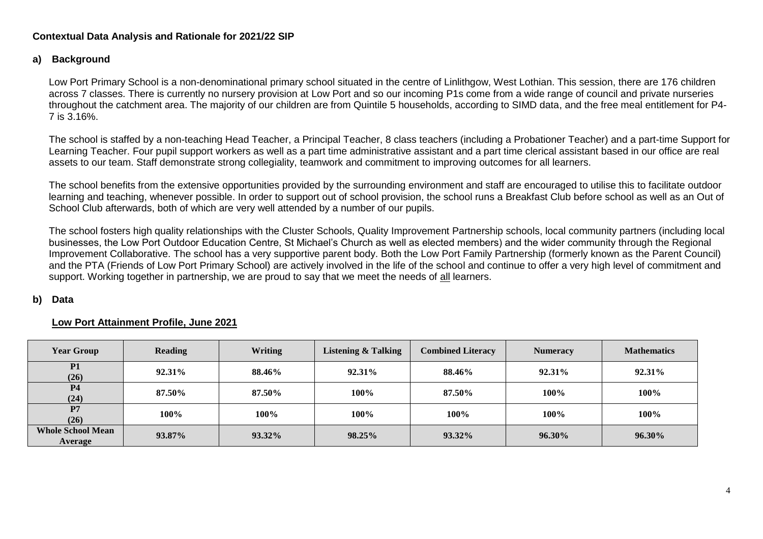**Contextual Data Analysis and Rationale for 2021/22 SIP**

## a) Background

Low Port Primary School is a non-denominational primary school situated in the centre of Linlithgow, West Lothian. This session, there are 176 children across 7 classes. There is currently no nursery provision at Low Port and so our incoming P1s come from a wide range of council and private nurseries throughout the catchment area. The majority of our children are from Quintile 5 households, according to SIMD data, and the free meal entitlement for P4-7 is 3.16%.

The school is staffed by a non-teaching Head Teacher, a Principal Teacher, 8 class teachers (including a Probationer Teacher) and a part-time Support for Learning Teacher. Four pupil support workers as well as a part time administrative assistant and a part time clerical assistant based in our office are real assets to our team. Staff demonstrate strong collegiality, teamwork and commitment to improving outcomes for all learners.

The school benefits from the extensive opportunities provided by the surrounding environment and staff are encouraged to utilise this to facilitate outdoor learning and teaching, whenever possible. In order to support out of school provision, the school runs a Breakfast Club before school as well as an Out of School Club afterwards, both of which are very well attended by a number of our pupils.

The school fosters high quality relationships with the Cluster Schools, Quality Improvement Partnership schools, local community partners (including local businesses, the Low Port Outdoor Education Centre, St Michael's Church as well as elected members) and the wider community through the Regional Improvement Collaborative. The school has a very supportive parent body. Both the Low Port Family Partnership (formerly known as the Parent Council) and the PTA (Friends of Low Port Primary School) are actively involved in the life of the school and continue to offer a very high level of commitment and support. Working together in partnership, we are proud to say that we meet the needs of all learners.

## b) Data

**Low Port Attainment Profile, June 2021**

| Year Group | Reading | Writing | Listening & Talking | Combined Literacy | Numeracy | Mathematics |
|---|---|---|---|---|---|---|
| **P1 (26)** | **92.31%** | **88.46%** | **92.31%** | **88.46%** | **92.31%** | **92.31%** |
| **P4 (24)** | **87.50%** | **87.50%** | **100%** | **87.50%** | **100%** | **100%** |
| **P7 (26)** | **100%** | **100%** | **100%** | **100%** | **100%** | **100%** |
| **Whole School Mean Average** | **93.87%** | **93.32%** | **98.25%** | **93.32%** | **96.30%** | **96.30%** |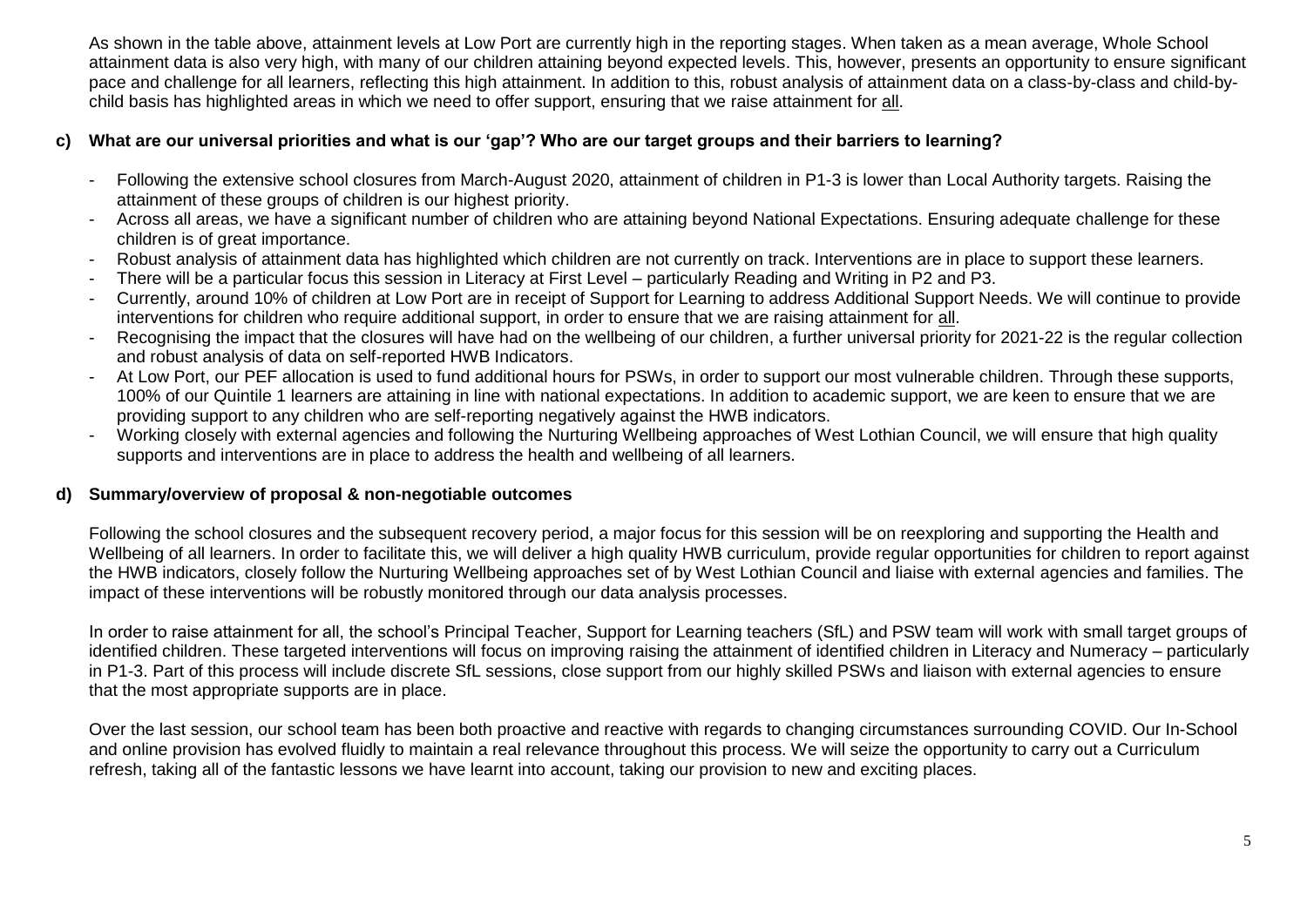As shown in the table above, attainment levels at Low Port are currently high in the reporting stages. When taken as a mean average, Whole School attainment data is also very high, with many of our children attaining beyond expected levels. This, however, presents an opportunity to ensure significant pace and challenge for all learners, reflecting this high attainment. In addition to this, robust analysis of attainment data on a class-by-class and child-by-child basis has highlighted areas in which we need to offer support, ensuring that we raise attainment for all.

**c) What are our universal priorities and what is our 'gap'? Who are our target groups and their barriers to learning?**

- Following the extensive school closures from March-August 2020, attainment of children in P1-3 is lower than Local Authority targets. Raising the attainment of these groups of children is our highest priority.
- Across all areas, we have a significant number of children who are attaining beyond National Expectations. Ensuring adequate challenge for these children is of great importance.
- Robust analysis of attainment data has highlighted which children are not currently on track. Interventions are in place to support these learners.
- There will be a particular focus this session in Literacy at First Level – particularly Reading and Writing in P2 and P3.
- Currently, around 10% of children at Low Port are in receipt of Support for Learning to address Additional Support Needs. We will continue to provide interventions for children who require additional support, in order to ensure that we are raising attainment for all.
- Recognising the impact that the closures will have had on the wellbeing of our children, a further universal priority for 2021-22 is the regular collection and robust analysis of data on self-reported HWB Indicators.
- At Low Port, our PEF allocation is used to fund additional hours for PSWs, in order to support our most vulnerable children. Through these supports, 100% of our Quintile 1 learners are attaining in line with national expectations. In addition to academic support, we are keen to ensure that we are providing support to any children who are self-reporting negatively against the HWB indicators.
- Working closely with external agencies and following the Nurturing Wellbeing approaches of West Lothian Council, we will ensure that high quality supports and interventions are in place to address the health and wellbeing of all learners.

**d) Summary/overview of proposal & non-negotiable outcomes**

Following the school closures and the subsequent recovery period, a major focus for this session will be on reexploring and supporting the Health and Wellbeing of all learners. In order to facilitate this, we will deliver a high quality HWB curriculum, provide regular opportunities for children to report against the HWB indicators, closely follow the Nurturing Wellbeing approaches set of by West Lothian Council and liaise with external agencies and families. The impact of these interventions will be robustly monitored through our data analysis processes.

In order to raise attainment for all, the school's Principal Teacher, Support for Learning teachers (SfL) and PSW team will work with small target groups of identified children. These targeted interventions will focus on improving raising the attainment of identified children in Literacy and Numeracy – particularly in P1-3. Part of this process will include discrete SfL sessions, close support from our highly skilled PSWs and liaison with external agencies to ensure that the most appropriate supports are in place.

Over the last session, our school team has been both proactive and reactive with regards to changing circumstances surrounding COVID. Our In-School and online provision has evolved fluidly to maintain a real relevance throughout this process. We will seize the opportunity to carry out a Curriculum refresh, taking all of the fantastic lessons we have learnt into account, taking our provision to new and exciting places.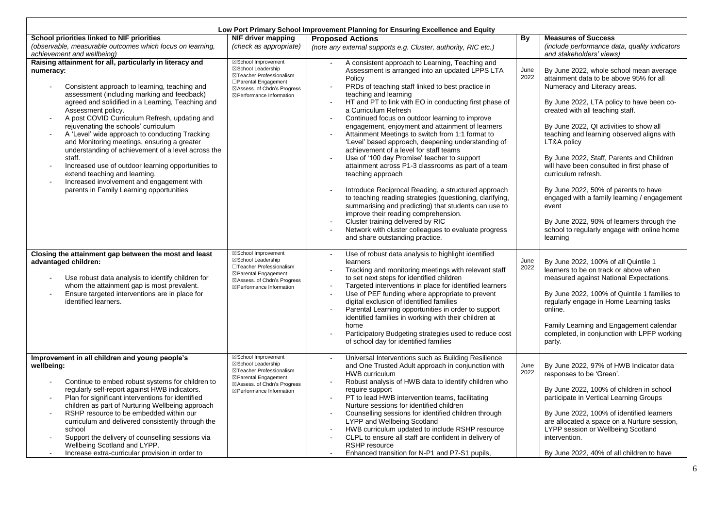| Low Port Primary School Improvement Planning for Ensuring Excellence and Equity | | | | |
|---|---|---|---|---|
| **School priorities linked to NIF priorities** *(observable, measurable outcomes which focus on learning, achievement and wellbeing)* | **NIF driver mapping** *(check as appropriate)* | **Proposed Actions** *(note any external supports e.g. Cluster, authority, RIC etc.)* | **By** | **Measures of Success** *(include performance data, quality indicators and stakeholders' views)* |
| **Raising attainment for all, particularly in literacy and numeracy:**<br>- Consistent approach to learning, teaching and assessment (including marking and feedback) agreed and solidified in a Learning, Teaching and Assessment policy.<br>- A post COVID Curriculum Refresh, updating and rejuvenating the schools' curriculum<br>- A 'Level' wide approach to conducting Tracking and Monitoring meetings, ensuring a greater understanding of achievement of a level across the staff.<br>- Increased use of outdoor learning opportunities to extend teaching and learning.<br>- Increased involvement and engagement with parents in Family Learning opportunities | ☒School Improvement<br>☒School Leadership<br>☒Teacher Professionalism<br>☐Parental Engagement<br>☒Assess. of Chdn's Progress<br>☒Performance Information | - A consistent approach to Learning, Teaching and Assessment is arranged into an updated LPPS LTA Policy<br>- PRDs of teaching staff linked to best practice in teaching and learning<br>- HT and PT to link with EO in conducting first phase of a Curriculum Refresh<br>- Continued focus on outdoor learning to improve engagement, enjoyment and attainment of learners<br>- Attainment Meetings to switch from 1:1 format to 'Level' based approach, deepening understanding of achievement of a level for staff teams<br>- Use of '100 day Promise' teacher to support attainment across P1-3 classrooms as part of a team teaching approach<br>- Introduce Reciprocal Reading, a structured approach to teaching reading strategies (questioning, clarifying, summarising and predicting) that students can use to improve their reading comprehension.<br>- Cluster training delivered by RIC<br>- Network with cluster colleagues to evaluate progress and share outstanding practice. | June 2022 | By June 2022, whole school mean average attainment data to be above 95% for all Numeracy and Literacy areas.<br><br>By June 2022, LTA policy to have been co-created with all teaching staff.<br><br>By June 2022, QI activities to show all teaching and learning observed aligns with LT&A policy<br><br>By June 2022, Staff, Parents and Children will have been consulted in first phase of curriculum refresh.<br><br>By June 2022, 50% of parents to have engaged with a family learning / engagement event<br><br>By June 2022, 90% of learners through the school to regularly engage with online home learning |
| **Closing the attainment gap between the most and least advantaged children:**<br>- Use robust data analysis to identify children for whom the attainment gap is most prevalent.<br>- Ensure targeted interventions are in place for identified learners. | ☒School Improvement<br>☒School Leadership<br>☐Teacher Professionalism<br>☒Parental Engagement<br>☒Assess. of Chdn's Progress<br>☒Performance Information | - Use of robust data analysis to highlight identified learners<br>- Tracking and monitoring meetings with relevant staff to set next steps for identified children<br>- Targeted interventions in place for identified learners<br>- Use of PEF funding where appropriate to prevent digital exclusion of identified families<br>- Parental Learning opportunities in order to support identified families in working with their children at home<br>- Participatory Budgeting strategies used to reduce cost of school day for identified families | June 2022 | By June 2022, 100% of all Quintile 1 learners to be on track or above when measured against National Expectations.<br><br>By June 2022, 100% of Quintile 1 families to regularly engage in Home Learning tasks online.<br><br>Family Learning and Engagement calendar completed, in conjunction with LPFP working party. |
| **Improvement in all children and young people's wellbeing:**<br>- Continue to embed robust systems for children to regularly self-report against HWB indicators.<br>- Plan for significant interventions for identified children as part of Nurturing Wellbeing approach<br>- RSHP resource to be embedded within our curriculum and delivered consistently through the school<br>- Support the delivery of counselling sessions via Wellbeing Scotland and LYPP.<br>- Increase extra-curricular provision in order to | ☒School Improvement<br>☒School Leadership<br>☒Teacher Professionalism<br>☒Parental Engagement<br>☒Assess. of Chdn's Progress<br>☒Performance Information | - Universal Interventions such as Building Resilience and One Trusted Adult approach in conjunction with HWB curriculum<br>- Robust analysis of HWB data to identify children who require support<br>- PT to lead HWB intervention teams, facilitating Nurture sessions for identified children<br>- Counselling sessions for identified children through LYPP and Wellbeing Scotland<br>- HWB curriculum updated to include RSHP resource<br>- CLPL to ensure all staff are confident in delivery of RSHP resource<br>- Enhanced transition for N-P1 and P7-S1 pupils, | June 2022 | By June 2022, 97% of HWB Indicator data responses to be 'Green'.<br><br>By June 2022, 100% of children in school participate in Vertical Learning Groups<br><br>By June 2022, 100% of identified learners are allocated a space on a Nurture session, LYPP session or Wellbeing Scotland intervention.<br><br>By June 2022, 40% of all children to have |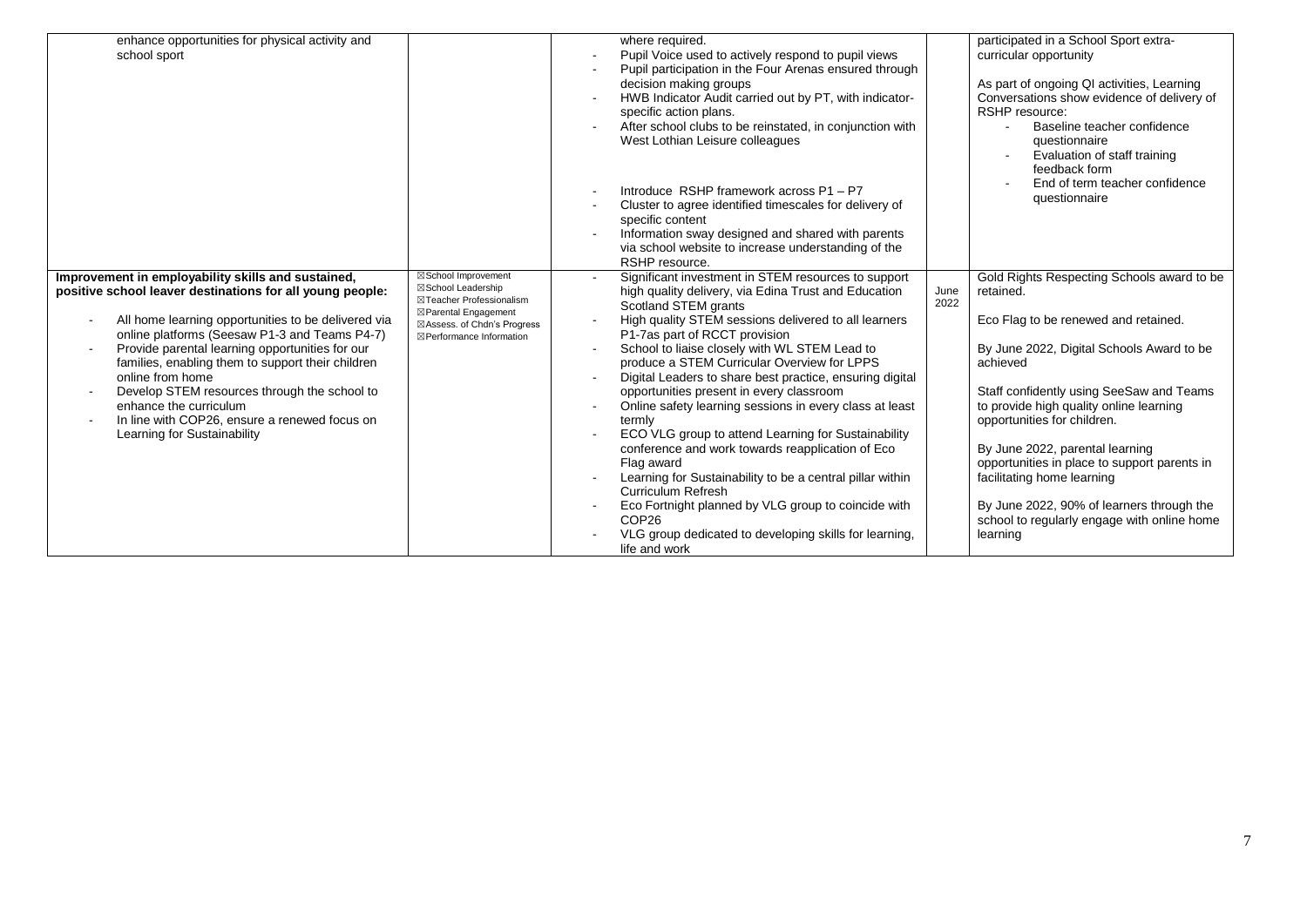| | | | | |
|---|---|---|---|---|
| enhance opportunities for physical activity and school sport | | - where required.<br>- Pupil Voice used to actively respond to pupil views<br>- Pupil participation in the Four Arenas ensured through decision making groups<br>- HWB Indicator Audit carried out by PT, with indicator-specific action plans.<br>- After school clubs to be reinstated, in conjunction with West Lothian Leisure colleagues<br><br>- Introduce RSHP framework across P1 – P7<br>- Cluster to agree identified timescales for delivery of specific content<br>- Information sway designed and shared with parents via school website to increase understanding of the RSHP resource. | | participated in a School Sport extra-curricular opportunity<br><br>As part of ongoing QI activities, Learning Conversations show evidence of delivery of RSHP resource:<br>- Baseline teacher confidence questionnaire<br>- Evaluation of staff training feedback form<br>- End of term teacher confidence questionnaire |
| **Improvement in employability skills and sustained, positive school leaver destinations for all young people:**<br><br>- All home learning opportunities to be delivered via online platforms (Seesaw P1-3 and Teams P4-7)<br>- Provide parental learning opportunities for our families, enabling them to support their children online from home<br>- Develop STEM resources through the school to enhance the curriculum<br>- In line with COP26, ensure a renewed focus on Learning for Sustainability | ☒School Improvement<br>☒School Leadership<br>☒Teacher Professionalism<br>☒Parental Engagement<br>☒Assess. of Chdn's Progress<br>☒Performance Information | - Significant investment in STEM resources to support high quality delivery, via Edina Trust and Education Scotland STEM grants<br>- High quality STEM sessions delivered to all learners P1-7as part of RCCT provision<br>- School to liaise closely with WL STEM Lead to produce a STEM Curricular Overview for LPPS<br>- Digital Leaders to share best practice, ensuring digital opportunities present in every classroom<br>- Online safety learning sessions in every class at least termly<br>- ECO VLG group to attend Learning for Sustainability conference and work towards reapplication of Eco Flag award<br>- Learning for Sustainability to be a central pillar within Curriculum Refresh<br>- Eco Fortnight planned by VLG group to coincide with COP26<br>- VLG group dedicated to developing skills for learning, life and work | June 2022 | Gold Rights Respecting Schools award to be retained.<br><br>Eco Flag to be renewed and retained.<br><br>By June 2022, Digital Schools Award to be achieved<br><br>Staff confidently using SeeSaw and Teams to provide high quality online learning opportunities for children.<br><br>By June 2022, parental learning opportunities in place to support parents in facilitating home learning<br><br>By June 2022, 90% of learners through the school to regularly engage with online home learning |